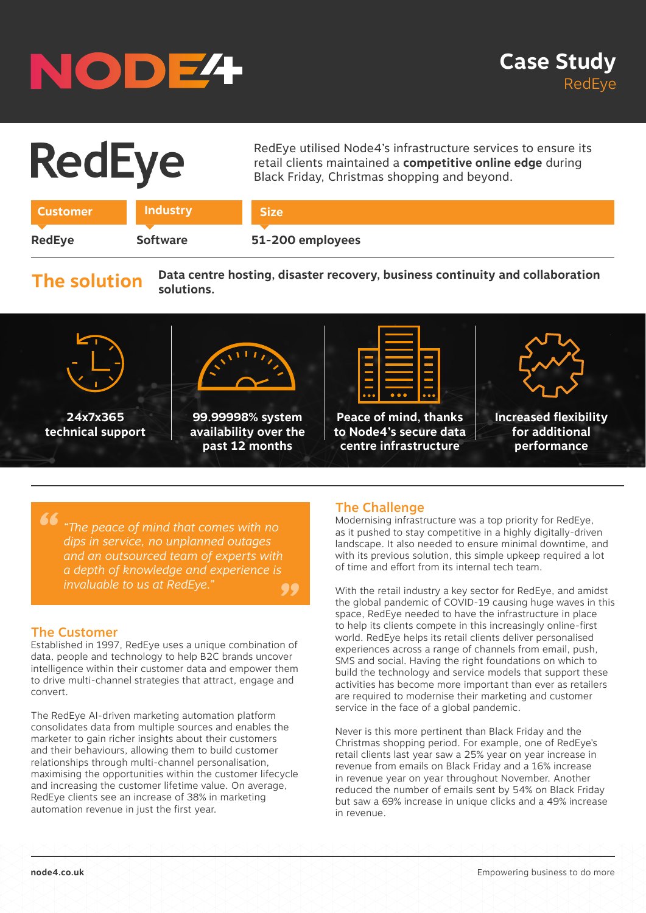NODE4

# Case Study
RedEye

# RedEye

RedEye utilised Node4's infrastructure services to ensure its retail clients maintained a **competitive online edge** during Black Friday, Christmas shopping and beyond.

| Customer | Industry | Size |
| --- | --- | --- |
| **RedEye** | **Software** | **51-200 employees** |

## The solution

**Data centre hosting, disaster recovery, business continuity and collaboration solutions.**

- **24x7x365 technical support**
- **99.99998% system availability over the past 12 months**
- **Peace of mind, thanks to Node4's secure data centre infrastructure**
- **Increased flexibility for additional performance**

> *"The peace of mind that comes with no dips in service, no unplanned outages and an outsourced team of experts with a depth of knowledge and experience is invaluable to us at RedEye."*

## The Customer

Established in 1997, RedEye uses a unique combination of data, people and technology to help B2C brands uncover intelligence within their customer data and empower them to drive multi-channel strategies that attract, engage and convert.

The RedEye AI-driven marketing automation platform consolidates data from multiple sources and enables the marketer to gain richer insights about their customers and their behaviours, allowing them to build customer relationships through multi-channel personalisation, maximising the opportunities within the customer lifecycle and increasing the customer lifetime value. On average, RedEye clients see an increase of 38% in marketing automation revenue in just the first year.

## The Challenge

Modernising infrastructure was a top priority for RedEye, as it pushed to stay competitive in a highly digitally-driven landscape. It also needed to ensure minimal downtime, and with its previous solution, this simple upkeep required a lot of time and effort from its internal tech team.

With the retail industry a key sector for RedEye, and amidst the global pandemic of COVID-19 causing huge waves in this space, RedEye needed to have the infrastructure in place to help its clients compete in this increasingly online-first world. RedEye helps its retail clients deliver personalised experiences across a range of channels from email, push, SMS and social. Having the right foundations on which to build the technology and service models that support these activities has become more important than ever as retailers are required to modernise their marketing and customer service in the face of a global pandemic.

Never is this more pertinent than Black Friday and the Christmas shopping period. For example, one of RedEye's retail clients last year saw a 25% year on year increase in revenue from emails on Black Friday and a 16% increase in revenue year on year throughout November. Another reduced the number of emails sent by 54% on Black Friday but saw a 69% increase in unique clicks and a 49% increase in revenue.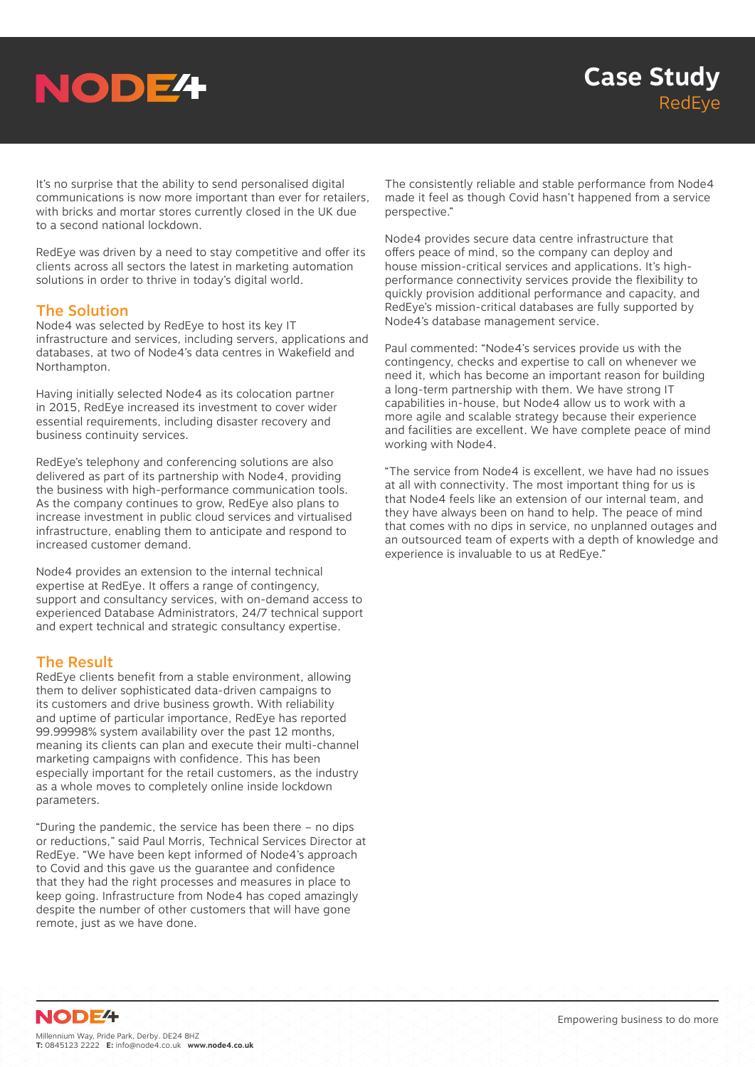# Case Study

## RedEye

It's no surprise that the ability to send personalised digital communications is now more important than ever for retailers, with bricks and mortar stores currently closed in the UK due to a second national lockdown.

RedEye was driven by a need to stay competitive and offer its clients across all sectors the latest in marketing automation solutions in order to thrive in today's digital world.

## The Solution

Node4 was selected by RedEye to host its key IT infrastructure and services, including servers, applications and databases, at two of Node4's data centres in Wakefield and Northampton.

Having initially selected Node4 as its colocation partner in 2015, RedEye increased its investment to cover wider essential requirements, including disaster recovery and business continuity services.

RedEye's telephony and conferencing solutions are also delivered as part of its partnership with Node4, providing the business with high-performance communication tools. As the company continues to grow, RedEye also plans to increase investment in public cloud services and virtualised infrastructure, enabling them to anticipate and respond to increased customer demand.

Node4 provides an extension to the internal technical expertise at RedEye. It offers a range of contingency, support and consultancy services, with on-demand access to experienced Database Administrators, 24/7 technical support and expert technical and strategic consultancy expertise.

## The Result

RedEye clients benefit from a stable environment, allowing them to deliver sophisticated data-driven campaigns to its customers and drive business growth. With reliability and uptime of particular importance, RedEye has reported 99.99998% system availability over the past 12 months, meaning its clients can plan and execute their multi-channel marketing campaigns with confidence. This has been especially important for the retail customers, as the industry as a whole moves to completely online inside lockdown parameters.

"During the pandemic, the service has been there – no dips or reductions," said Paul Morris, Technical Services Director at RedEye. "We have been kept informed of Node4's approach to Covid and this gave us the guarantee and confidence that they had the right processes and measures in place to keep going. Infrastructure from Node4 has coped amazingly despite the number of other customers that will have gone remote, just as we have done.

The consistently reliable and stable performance from Node4 made it feel as though Covid hasn't happened from a service perspective."

Node4 provides secure data centre infrastructure that offers peace of mind, so the company can deploy and house mission-critical services and applications. It's high-performance connectivity services provide the flexibility to quickly provision additional performance and capacity, and RedEye's mission-critical databases are fully supported by Node4's database management service.

Paul commented: "Node4's services provide us with the contingency, checks and expertise to call on whenever we need it, which has become an important reason for building a long-term partnership with them. We have strong IT capabilities in-house, but Node4 allow us to work with a more agile and scalable strategy because their experience and facilities are excellent. We have complete peace of mind working with Node4.

"The service from Node4 is excellent, we have had no issues at all with connectivity. The most important thing for us is that Node4 feels like an extension of our internal team, and they have always been on hand to help. The peace of mind that comes with no dips in service, no unplanned outages and an outsourced team of experts with a depth of knowledge and experience is invaluable to us at RedEye."

Millennium Way, Pride Park, Derby, DE24 8HZ
**T:** 0845123 2222 **E:** info@node4.co.uk **www.node4.co.uk**

Empowering business to do more